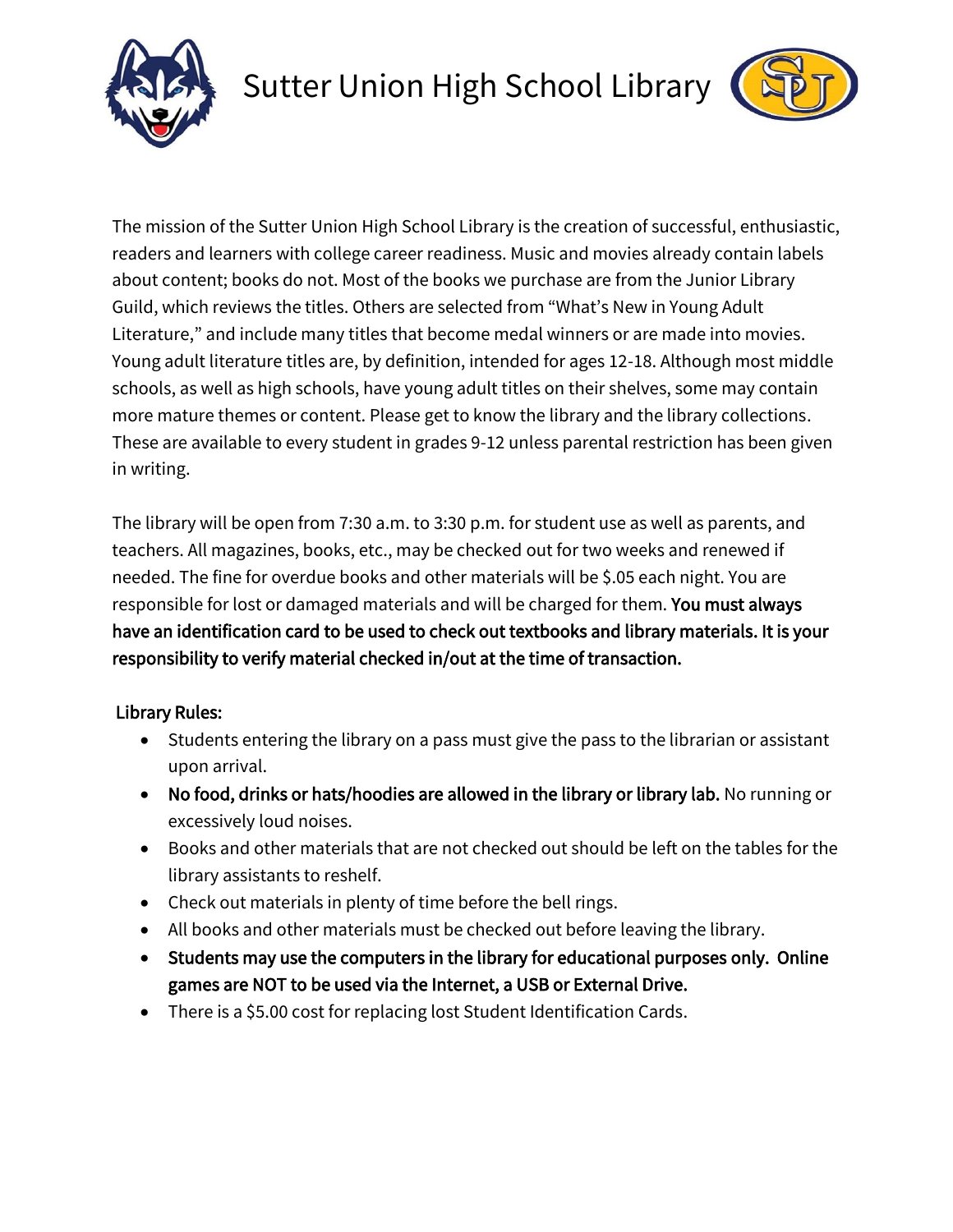# Sutter Union High School Library

The mission of the Sutter Union High School Library is the creation of successful, enthusiastic, readers and learners with college career readiness. Music and movies already contain labels about content; books do not. Most of the books we purchase are from the Junior Library Guild, which reviews the titles. Others are selected from "What's New in Young Adult Literature," and include many titles that become medal winners or are made into movies. Young adult literature titles are, by definition, intended for ages 12-18. Although most middle schools, as well as high schools, have young adult titles on their shelves, some may contain more mature themes or content. Please get to know the library and the library collections. These are available to every student in grades 9-12 unless parental restriction has been given in writing.

The library will be open from 7:30 a.m. to 3:30 p.m. for student use as well as parents, and teachers. All magazines, books, etc., may be checked out for two weeks and renewed if needed. The fine for overdue books and other materials will be $.05 each night. You are responsible for lost or damaged materials and will be charged for them. **You must always have an identification card to be used to check out textbooks and library materials. It is your responsibility to verify material checked in/out at the time of transaction.**

**Library Rules:**

- Students entering the library on a pass must give the pass to the librarian or assistant upon arrival.
- **No food, drinks or hats/hoodies are allowed in the library or library lab.** No running or excessively loud noises.
- Books and other materials that are not checked out should be left on the tables for the library assistants to reshelf.
- Check out materials in plenty of time before the bell rings.
- All books and other materials must be checked out before leaving the library.
- **Students may use the computers in the library for educational purposes only. Online games are NOT to be used via the Internet, a USB or External Drive.**
- There is a $5.00 cost for replacing lost Student Identification Cards.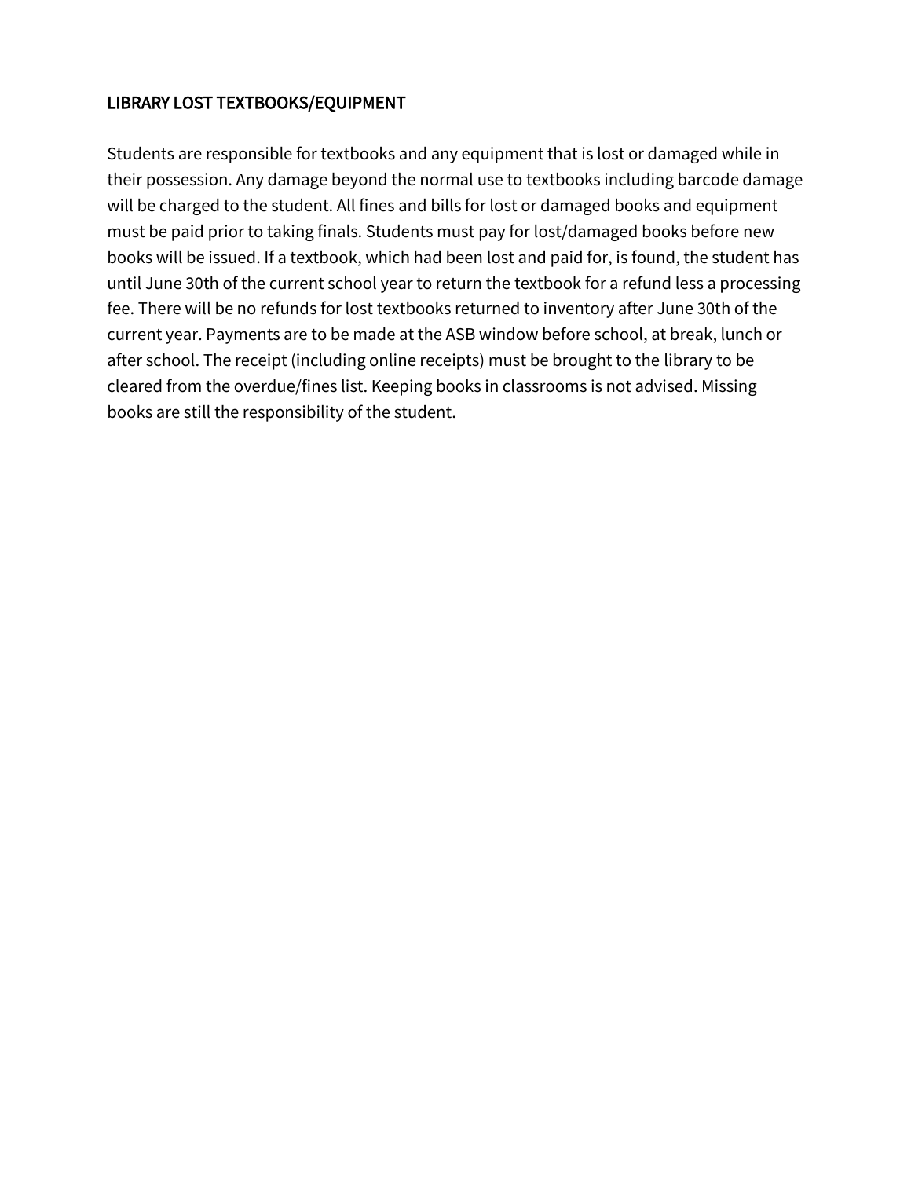## LIBRARY LOST TEXTBOOKS/EQUIPMENT

Students are responsible for textbooks and any equipment that is lost or damaged while in their possession. Any damage beyond the normal use to textbooks including barcode damage will be charged to the student. All fines and bills for lost or damaged books and equipment must be paid prior to taking finals. Students must pay for lost/damaged books before new books will be issued. If a textbook, which had been lost and paid for, is found, the student has until June 30th of the current school year to return the textbook for a refund less a processing fee. There will be no refunds for lost textbooks returned to inventory after June 30th of the current year. Payments are to be made at the ASB window before school, at break, lunch or after school. The receipt (including online receipts) must be brought to the library to be cleared from the overdue/fines list. Keeping books in classrooms is not advised. Missing books are still the responsibility of the student.